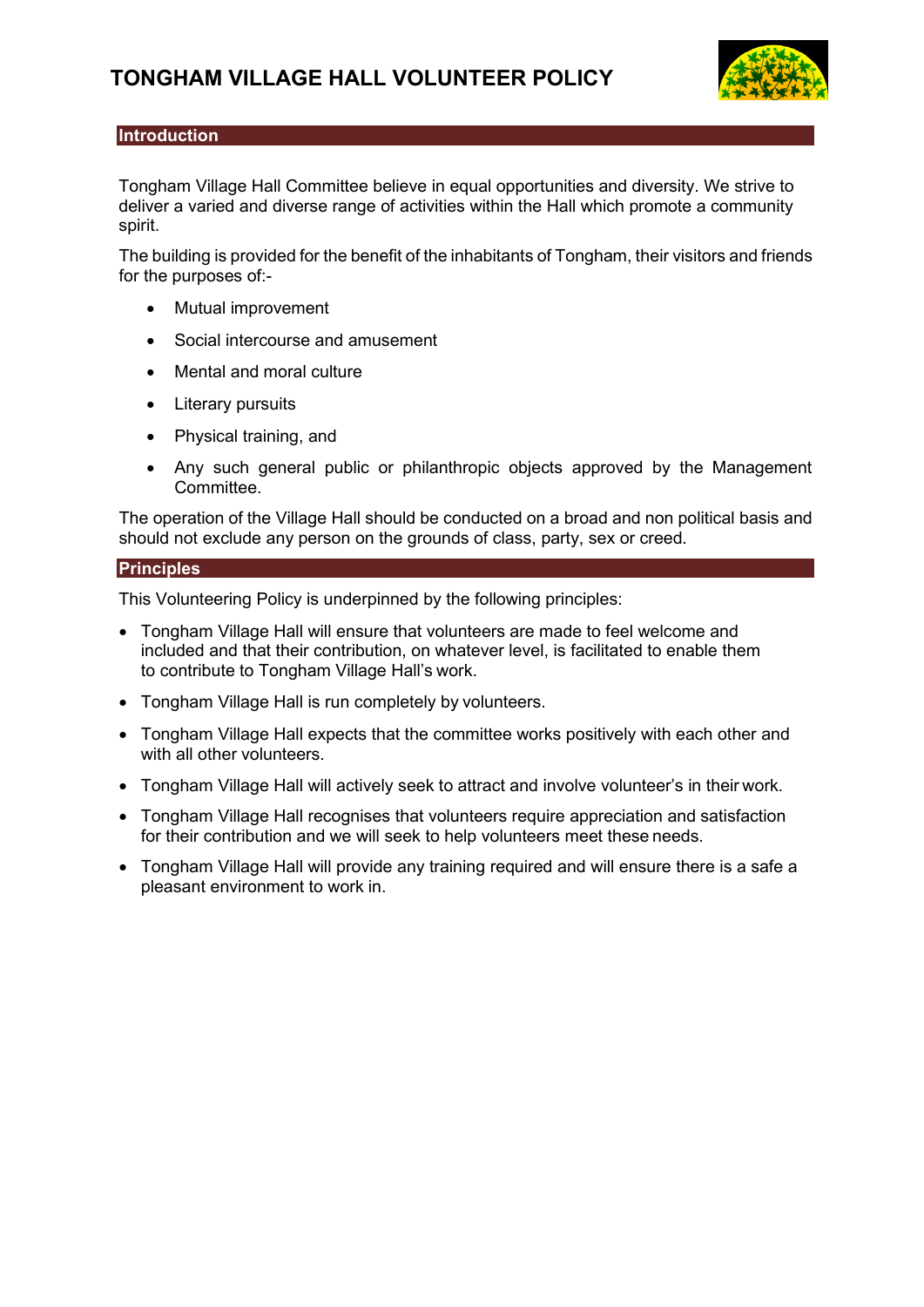# TONGHAM VILLAGE HALL VOLUNTEER POLICY

## Introduction

Tongham Village Hall Committee believe in equal opportunities and diversity. We strive to deliver a varied and diverse range of activities within the Hall which promote a community spirit.

The building is provided for the benefit of the inhabitants of Tongham, their visitors and friends for the purposes of:-

- Mutual improvement
- Social intercourse and amusement
- Mental and moral culture
- Literary pursuits
- Physical training, and
- Any such general public or philanthropic objects approved by the Management Committee.

The operation of the Village Hall should be conducted on a broad and non political basis and should not exclude any person on the grounds of class, party, sex or creed.

## Principles

This Volunteering Policy is underpinned by the following principles:

- Tongham Village Hall will ensure that volunteers are made to feel welcome and included and that their contribution, on whatever level, is facilitated to enable them to contribute to Tongham Village Hall's work.
- Tongham Village Hall is run completely by volunteers.
- Tongham Village Hall expects that the committee works positively with each other and with all other volunteers.
- Tongham Village Hall will actively seek to attract and involve volunteer's in their work.
- Tongham Village Hall recognises that volunteers require appreciation and satisfaction for their contribution and we will seek to help volunteers meet these needs.
- Tongham Village Hall will provide any training required and will ensure there is a safe a pleasant environment to work in.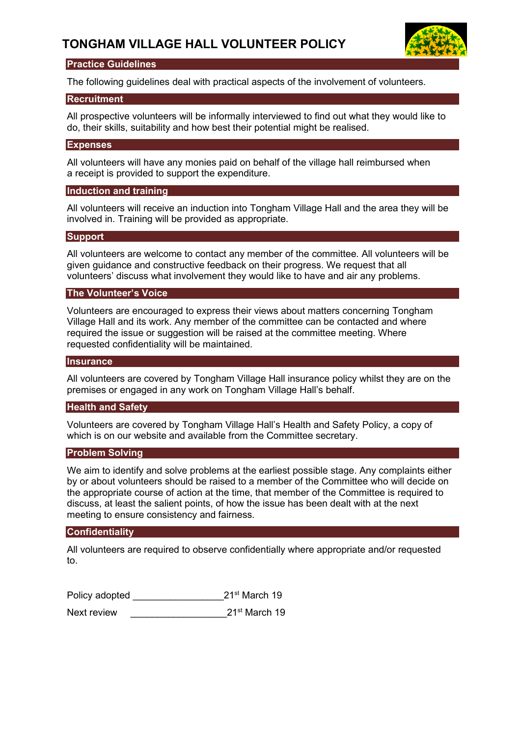# TONGHAM VILLAGE HALL VOLUNTEER POLICY

## Practice Guidelines

The following guidelines deal with practical aspects of the involvement of volunteers.

## Recruitment

All prospective volunteers will be informally interviewed to find out what they would like to do, their skills, suitability and how best their potential might be realised.

## Expenses

All volunteers will have any monies paid on behalf of the village hall reimbursed when a receipt is provided to support the expenditure.

## Induction and training

All volunteers will receive an induction into Tongham Village Hall and the area they will be involved in. Training will be provided as appropriate.

## Support

All volunteers are welcome to contact any member of the committee. All volunteers will be given guidance and constructive feedback on their progress. We request that all volunteers' discuss what involvement they would like to have and air any problems.

## The Volunteer's Voice

Volunteers are encouraged to express their views about matters concerning Tongham Village Hall and its work. Any member of the committee can be contacted and where required the issue or suggestion will be raised at the committee meeting. Where requested confidentiality will be maintained.

## Insurance

All volunteers are covered by Tongham Village Hall insurance policy whilst they are on the premises or engaged in any work on Tongham Village Hall's behalf.

## Health and Safety

Volunteers are covered by Tongham Village Hall's Health and Safety Policy, a copy of which is on our website and available from the Committee secretary.

## Problem Solving

We aim to identify and solve problems at the earliest possible stage. Any complaints either by or about volunteers should be raised to a member of the Committee who will decide on the appropriate course of action at the time, that member of the Committee is required to discuss, at least the salient points, of how the issue has been dealt with at the next meeting to ensure consistency and fairness.

## Confidentiality

All volunteers are required to observe confidentially where appropriate and/or requested to.

Policy adopted _________________21st March 19

Next review __________________21st March 19